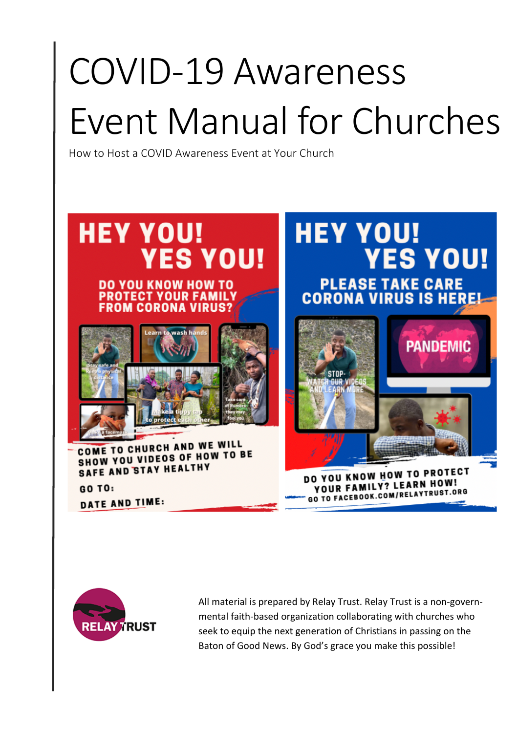# COVID-19 Awareness Event Manual for Churches

How to Host a COVID Awareness Event at Your Church

HEY YOU! YES YOU!

DO YOU KNOW HOW TO PROTECT YOUR FAMILY FROM CORONA VIRUS?

Stay safe and keep a physical distance

Learn to wash hands

Make a tippy tap to protect each other

Take care of Rumors they may fool you

Make a facemask

COME TO CHURCH AND WE WILL SHOW YOU VIDEOS OF HOW TO BE SAFE AND STAY HEALTHY

GO TO:

DATE AND TIME:

HEY YOU! YES YOU!

PLEASE TAKE CARE CORONA VIRUS IS HERE!

STOP- WATCH OUR VIDEOS AND LEARN MORE

PANDEMIC

DO YOU KNOW HOW TO PROTECT YOUR FAMILY? LEARN HOW! GO TO FACEBOOK.COM/RELAYTRUST.ORG

RELAY TRUST

All material is prepared by Relay Trust. Relay Trust is a non-governmental faith-based organization collaborating with churches who seek to equip the next generation of Christians in passing on the Baton of Good News. By God's grace you make this possible!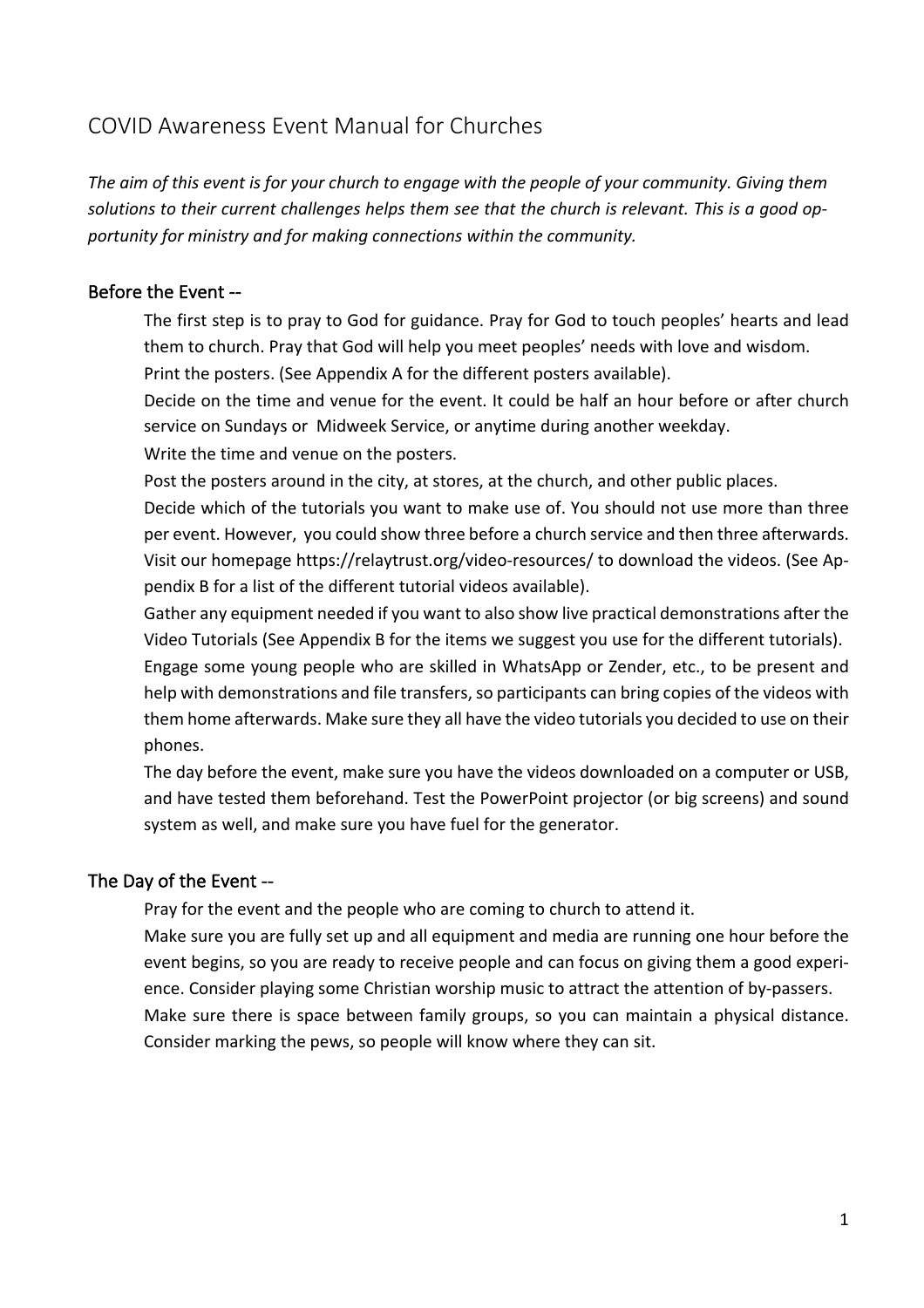# COVID Awareness Event Manual for Churches

*The aim of this event is for your church to engage with the people of your community. Giving them solutions to their current challenges helps them see that the church is relevant. This is a good opportunity for ministry and for making connections within the community.*

## Before the Event --

The first step is to pray to God for guidance. Pray for God to touch peoples' hearts and lead them to church. Pray that God will help you meet peoples' needs with love and wisdom.

Print the posters. (See Appendix A for the different posters available).

Decide on the time and venue for the event. It could be half an hour before or after church service on Sundays or Midweek Service, or anytime during another weekday.

Write the time and venue on the posters.

Post the posters around in the city, at stores, at the church, and other public places.

Decide which of the tutorials you want to make use of. You should not use more than three per event. However, you could show three before a church service and then three afterwards. Visit our homepage https://relaytrust.org/video-resources/ to download the videos. (See Appendix B for a list of the different tutorial videos available).

Gather any equipment needed if you want to also show live practical demonstrations after the Video Tutorials (See Appendix B for the items we suggest you use for the different tutorials).

Engage some young people who are skilled in WhatsApp or Zender, etc., to be present and help with demonstrations and file transfers, so participants can bring copies of the videos with them home afterwards. Make sure they all have the video tutorials you decided to use on their phones.

The day before the event, make sure you have the videos downloaded on a computer or USB, and have tested them beforehand. Test the PowerPoint projector (or big screens) and sound system as well, and make sure you have fuel for the generator.

## The Day of the Event --

Pray for the event and the people who are coming to church to attend it.

Make sure you are fully set up and all equipment and media are running one hour before the event begins, so you are ready to receive people and can focus on giving them a good experience. Consider playing some Christian worship music to attract the attention of by-passers.

Make sure there is space between family groups, so you can maintain a physical distance. Consider marking the pews, so people will know where they can sit.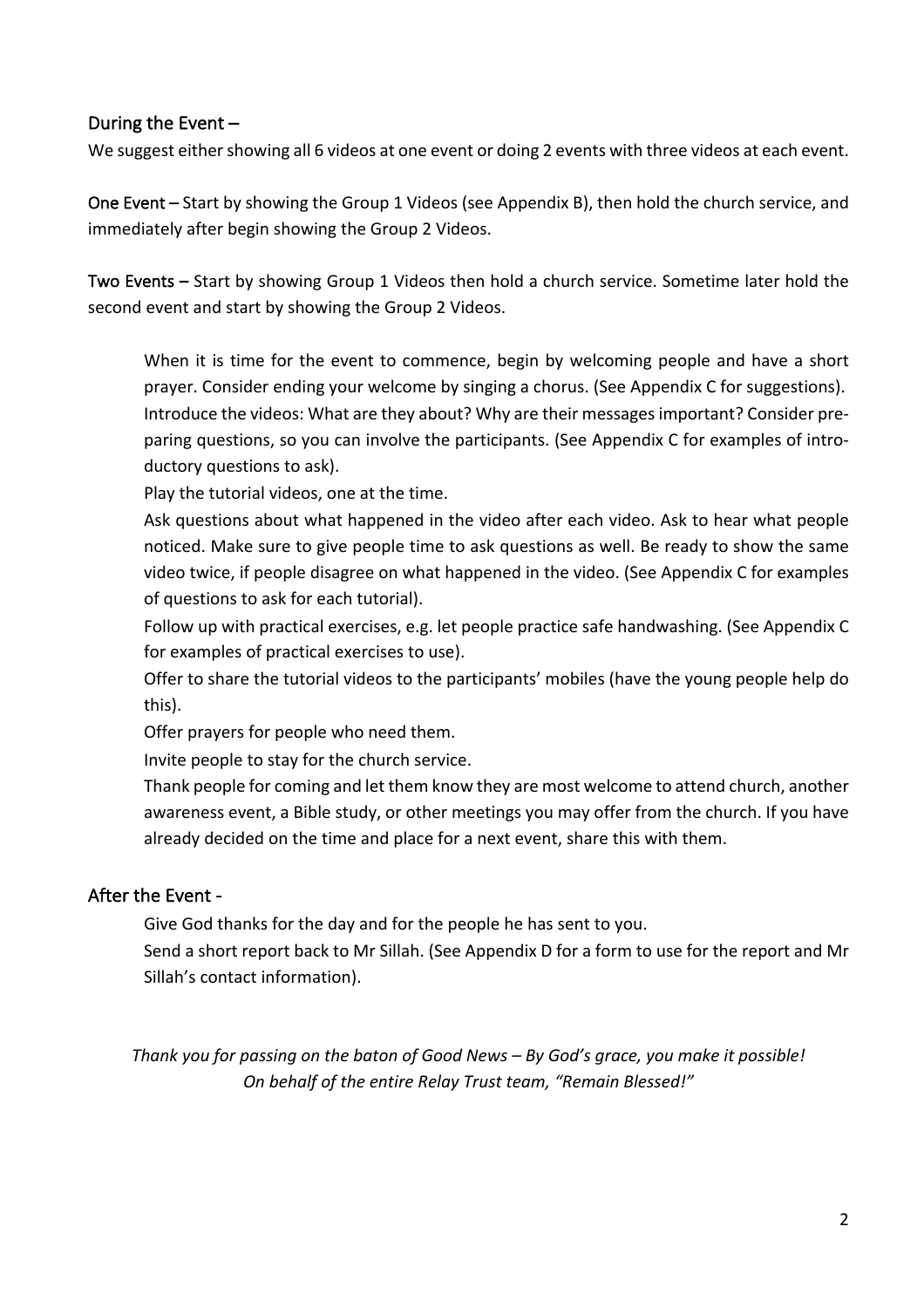## During the Event –

We suggest either showing all 6 videos at one event or doing 2 events with three videos at each event.

**One Event** – Start by showing the Group 1 Videos (see Appendix B), then hold the church service, and immediately after begin showing the Group 2 Videos.

**Two Events** – Start by showing Group 1 Videos then hold a church service. Sometime later hold the second event and start by showing the Group 2 Videos.

- When it is time for the event to commence, begin by welcoming people and have a short prayer. Consider ending your welcome by singing a chorus. (See Appendix C for suggestions).
- Introduce the videos: What are they about? Why are their messages important? Consider preparing questions, so you can involve the participants. (See Appendix C for examples of introductory questions to ask).
- Play the tutorial videos, one at the time.
- Ask questions about what happened in the video after each video. Ask to hear what people noticed. Make sure to give people time to ask questions as well. Be ready to show the same video twice, if people disagree on what happened in the video. (See Appendix C for examples of questions to ask for each tutorial).
- Follow up with practical exercises, e.g. let people practice safe handwashing. (See Appendix C for examples of practical exercises to use).
- Offer to share the tutorial videos to the participants' mobiles (have the young people help do this).
- Offer prayers for people who need them.
- Invite people to stay for the church service.
- Thank people for coming and let them know they are most welcome to attend church, another awareness event, a Bible study, or other meetings you may offer from the church. If you have already decided on the time and place for a next event, share this with them.

## After the Event -

- Give God thanks for the day and for the people he has sent to you.
- Send a short report back to Mr Sillah. (See Appendix D for a form to use for the report and Mr Sillah's contact information).

*Thank you for passing on the baton of Good News – By God's grace, you make it possible!*
*On behalf of the entire Relay Trust team, "Remain Blessed!"*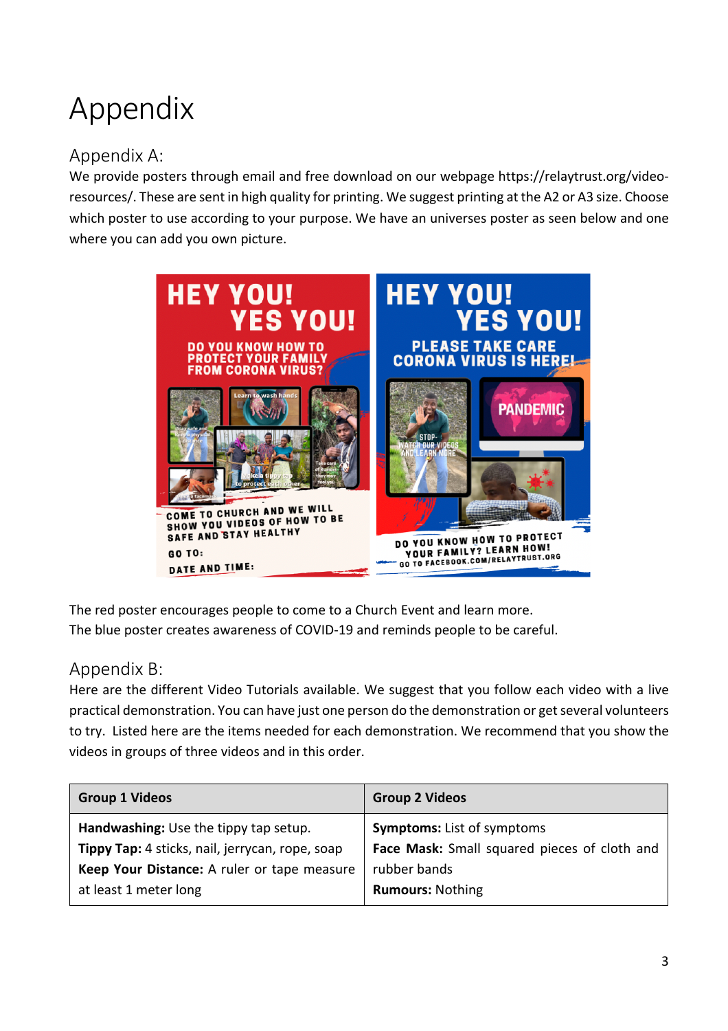# Appendix

## Appendix A:

We provide posters through email and free download on our webpage https://relaytrust.org/video-resources/. These are sent in high quality for printing. We suggest printing at the A2 or A3 size. Choose which poster to use according to your purpose. We have an universes poster as seen below and one where you can add you own picture.

The red poster encourages people to come to a Church Event and learn more.
The blue poster creates awareness of COVID-19 and reminds people to be careful.

## Appendix B:

Here are the different Video Tutorials available. We suggest that you follow each video with a live practical demonstration. You can have just one person do the demonstration or get several volunteers to try. Listed here are the items needed for each demonstration. We recommend that you show the videos in groups of three videos and in this order.

| Group 1 Videos | Group 2 Videos |
|---|---|
| **Handwashing:** Use the tippy tap setup.<br>**Tippy Tap:** 4 sticks, nail, jerrycan, rope, soap<br>**Keep Your Distance:** A ruler or tape measure at least 1 meter long | **Symptoms:** List of symptoms<br>**Face Mask:** Small squared pieces of cloth and rubber bands<br>**Rumours:** Nothing |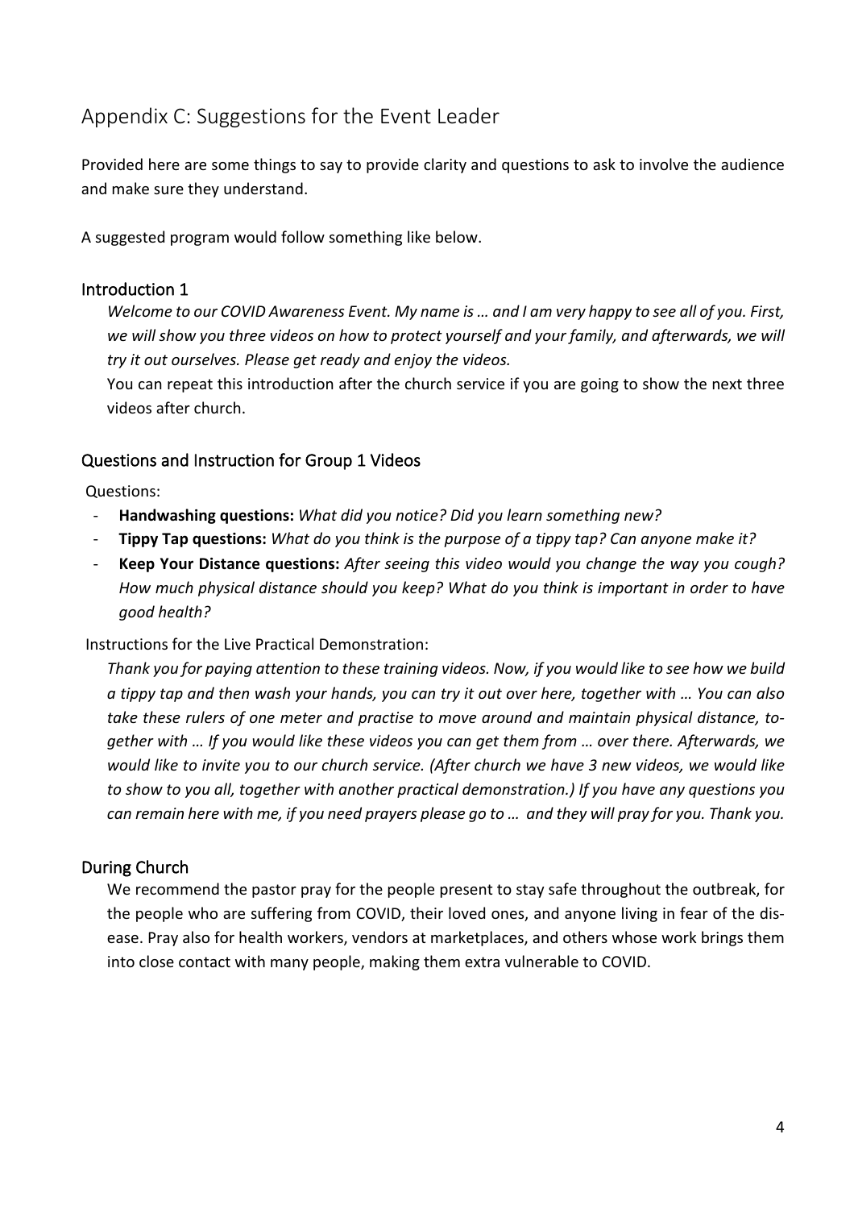# Appendix C: Suggestions for the Event Leader

Provided here are some things to say to provide clarity and questions to ask to involve the audience and make sure they understand.

A suggested program would follow something like below.

## Introduction 1

*Welcome to our COVID Awareness Event. My name is … and I am very happy to see all of you. First, we will show you three videos on how to protect yourself and your family, and afterwards, we will try it out ourselves. Please get ready and enjoy the videos.*

You can repeat this introduction after the church service if you are going to show the next three videos after church.

## Questions and Instruction for Group 1 Videos

Questions:

- **Handwashing questions:** *What did you notice? Did you learn something new?*
- **Tippy Tap questions:** *What do you think is the purpose of a tippy tap? Can anyone make it?*
- **Keep Your Distance questions:** *After seeing this video would you change the way you cough? How much physical distance should you keep? What do you think is important in order to have good health?*

Instructions for the Live Practical Demonstration:

*Thank you for paying attention to these training videos. Now, if you would like to see how we build a tippy tap and then wash your hands, you can try it out over here, together with … You can also take these rulers of one meter and practise to move around and maintain physical distance, together with … If you would like these videos you can get them from … over there. Afterwards, we would like to invite you to our church service. (After church we have 3 new videos, we would like to show to you all, together with another practical demonstration.) If you have any questions you can remain here with me, if you need prayers please go to … and they will pray for you. Thank you.*

## During Church

We recommend the pastor pray for the people present to stay safe throughout the outbreak, for the people who are suffering from COVID, their loved ones, and anyone living in fear of the disease. Pray also for health workers, vendors at marketplaces, and others whose work brings them into close contact with many people, making them extra vulnerable to COVID.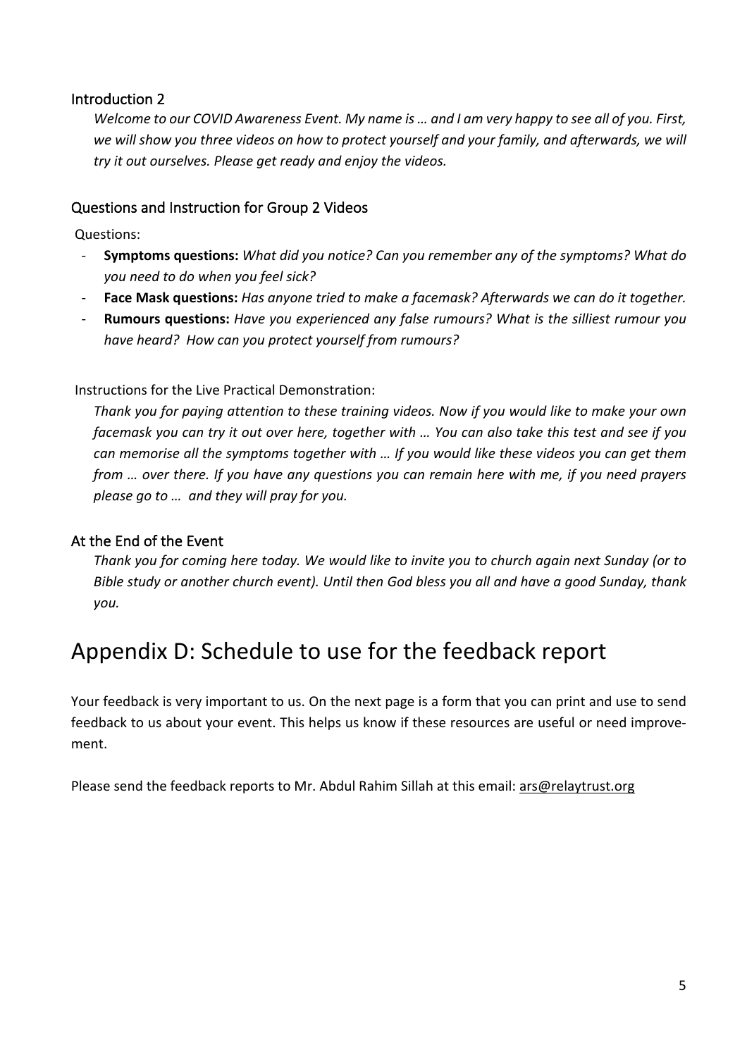### Introduction 2

*Welcome to our COVID Awareness Event. My name is … and I am very happy to see all of you. First, we will show you three videos on how to protect yourself and your family, and afterwards, we will try it out ourselves. Please get ready and enjoy the videos.*

### Questions and Instruction for Group 2 Videos

Questions:

- **Symptoms questions:** *What did you notice? Can you remember any of the symptoms? What do you need to do when you feel sick?*
- **Face Mask questions:** *Has anyone tried to make a facemask? Afterwards we can do it together.*
- **Rumours questions:** *Have you experienced any false rumours? What is the silliest rumour you have heard? How can you protect yourself from rumours?*

Instructions for the Live Practical Demonstration:

*Thank you for paying attention to these training videos. Now if you would like to make your own facemask you can try it out over here, together with … You can also take this test and see if you can memorise all the symptoms together with … If you would like these videos you can get them from … over there. If you have any questions you can remain here with me, if you need prayers please go to … and they will pray for you.*

### At the End of the Event

*Thank you for coming here today. We would like to invite you to church again next Sunday (or to Bible study or another church event). Until then God bless you all and have a good Sunday, thank you.*

# Appendix D: Schedule to use for the feedback report

Your feedback is very important to us. On the next page is a form that you can print and use to send feedback to us about your event. This helps us know if these resources are useful or need improvement.

Please send the feedback reports to Mr. Abdul Rahim Sillah at this email: ars@relaytrust.org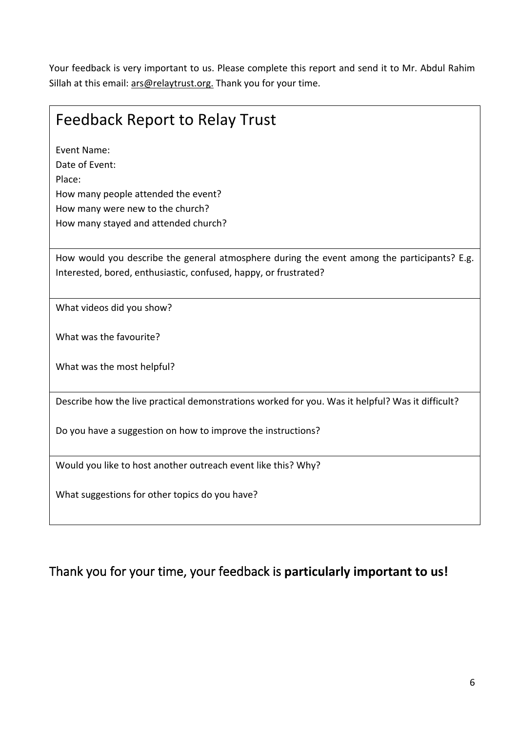Your feedback is very important to us. Please complete this report and send it to Mr. Abdul Rahim Sillah at this email: ars@relaytrust.org. Thank you for your time.

## Feedback Report to Relay Trust

Event Name:
Date of Event:
Place:
How many people attended the event?
How many were new to the church?
How many stayed and attended church?

How would you describe the general atmosphere during the event among the participants? E.g. Interested, bored, enthusiastic, confused, happy, or frustrated?

What videos did you show?

What was the favourite?

What was the most helpful?

Describe how the live practical demonstrations worked for you. Was it helpful? Was it difficult?

Do you have a suggestion on how to improve the instructions?

Would you like to host another outreach event like this? Why?

What suggestions for other topics do you have?

## Thank you for your time, your feedback is **particularly important to us!**